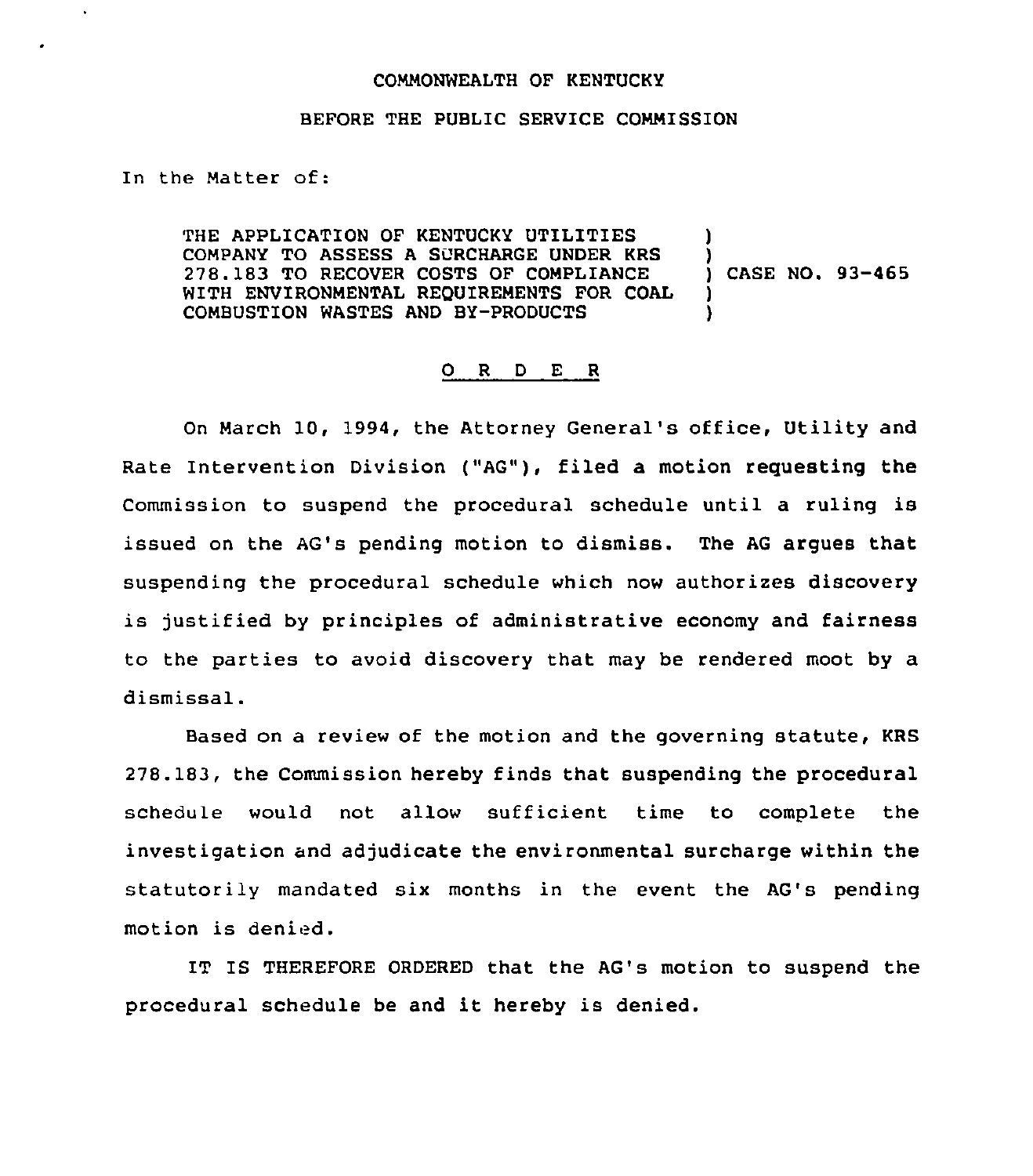COMMONWEALTH OF KENTUCKY

BEFORE THE PUBLIC SERVICE COMMISSION

In the Matter of:

THE APPLICATION OF KENTUCKY UTILITIES COMPANY TO ASSESS A SURCHARGE UNDER KRS 278.183 TO RECOVER COSTS OF COMPLIANCE WITH ENVIRONMENTAL REQUIREMENTS FOR COAL COMBUSTION WASTES AND BY-PRODUCTS ) CASE NO. 93-465

# O R D E R

On March 10, 1994, the Attorney General's office, Utility and Rate Intervention Division ("AG"), filed a motion requesting the Commission to suspend the procedural schedule until a ruling is issued on the AG's pending motion to dismiss. The AG argues that suspending the procedural schedule which now authorizes discovery is justified by principles of administrative economy and fairness to the parties to avoid discovery that may be rendered moot by a dismissal.

Based on a review of the motion and the governing statute, KRS 278.183, the Commission hereby finds that suspending the procedural schedule would not allow sufficient time to complete the investigation and adjudicate the environmental surcharge within the statutorily mandated six months in the event the AG's pending motion is denied.

IT IS THEREFORE ORDERED that the AG's motion to suspend the procedural schedule be and it hereby is denied.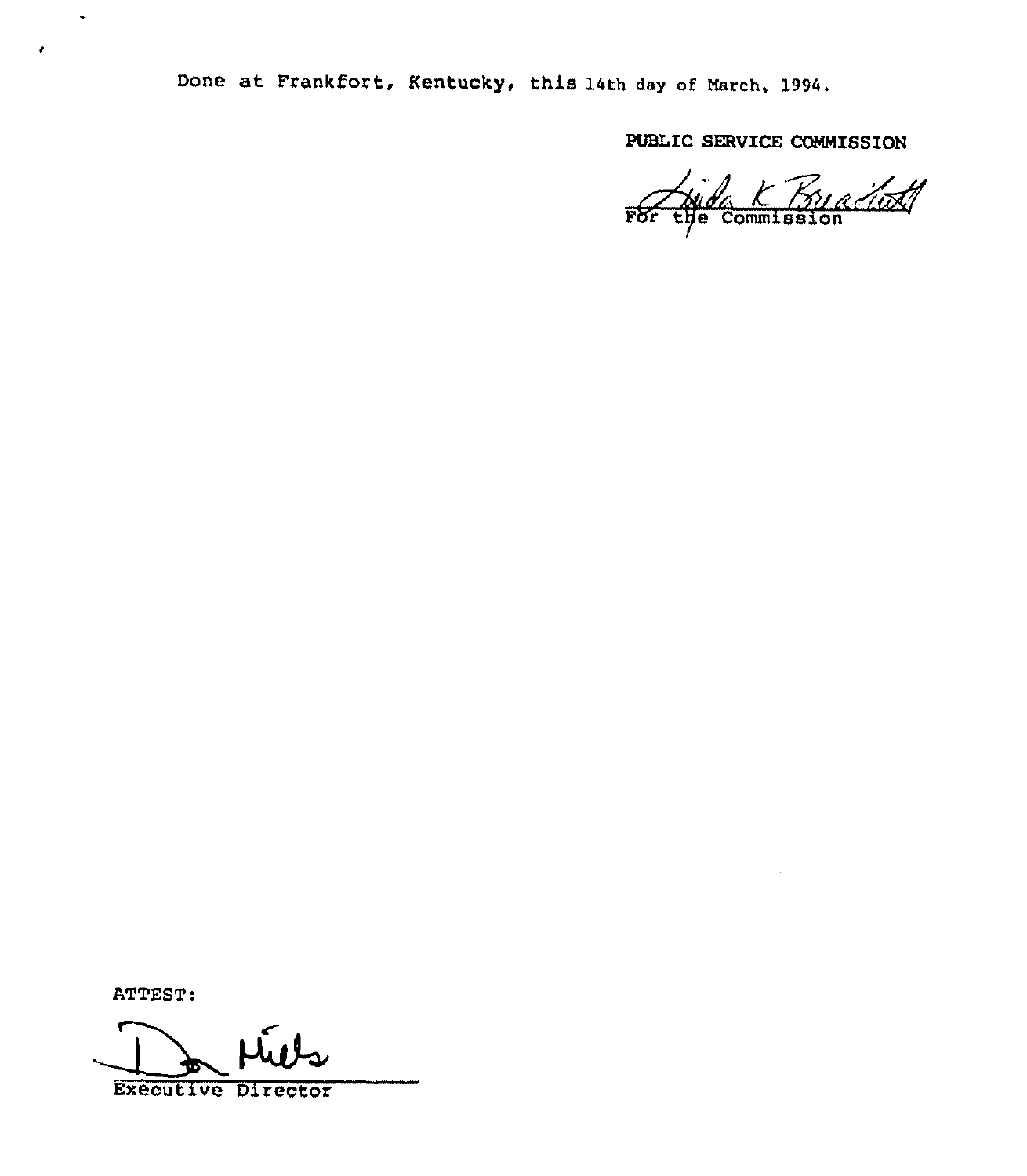Done at Frankfort, Kentucky, this 14th day of March, 1994.

PUBLIC SERVICE COMMISSION

For the Commission

ATTEST:

Executive Director